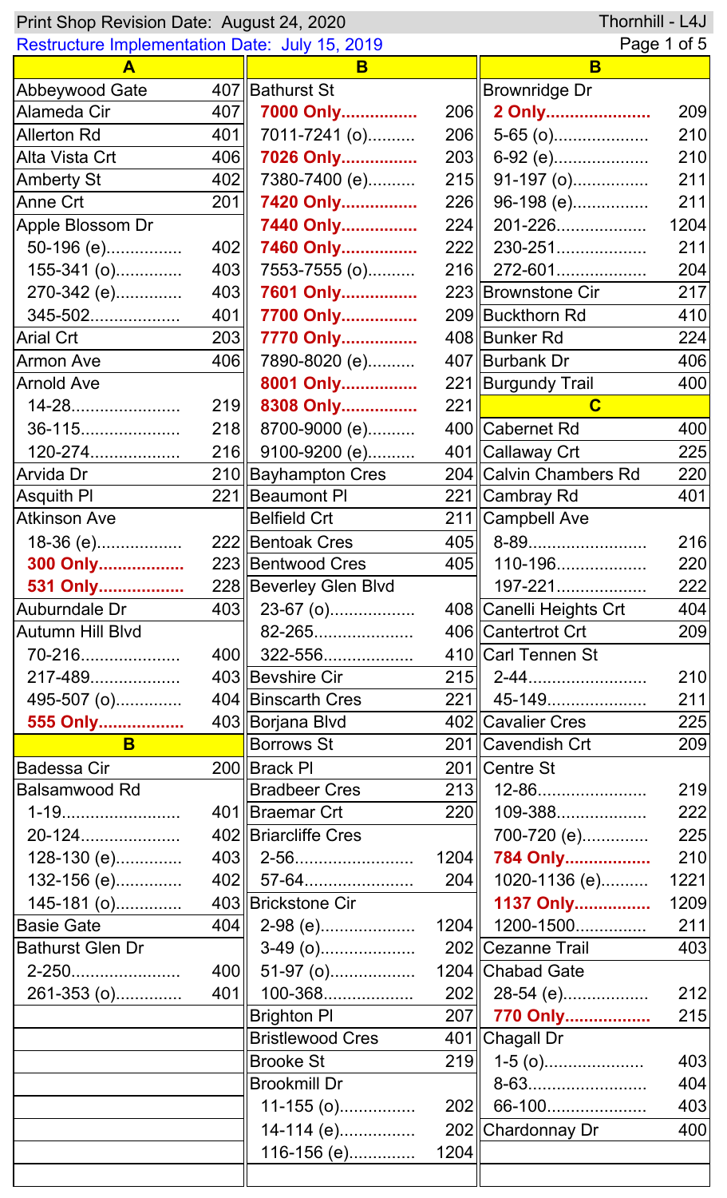Print Shop Revision Date: August 24, 2020

Thornhill - L4J

Restructure Implementation Date: July 15, 2019

| Street | Route |
|---|---|
| **A** | |
| Abbeywood Gate | 407 |
| Alameda Cir | 407 |
| Allerton Rd | 401 |
| Alta Vista Crt | 406 |
| Amberty St | 402 |
| Anne Crt | 201 |
| Apple Blossom Dr | |
| 50-196 (e) | 402 |
| 155-341 (o) | 403 |
| 270-342 (e) | 403 |
| 345-502 | 401 |
| Arial Crt | 203 |
| Armon Ave | 406 |
| Arnold Ave | |
| 14-28 | 219 |
| 36-115 | 218 |
| 120-274 | 216 |
| Arvida Dr | 210 |
| Asquith Pl | 221 |
| Atkinson Ave | |
| 18-36 (e) | 222 |
| **300 Only** | 223 |
| **531 Only** | 228 |
| Auburndale Dr | 403 |
| Autumn Hill Blvd | |
| 70-216 | 400 |
| 217-489 | 403 |
| 495-507 (o) | 404 |
| **555 Only** | 403 |
| **B** | |
| Badessa Cir | 200 |
| Balsamwood Rd | |
| 1-19 | 401 |
| 20-124 | 402 |
| 128-130 (e) | 403 |
| 132-156 (e) | 402 |
| 145-181 (o) | 403 |
| Basie Gate | 404 |
| Bathurst Glen Dr | |
| 2-250 | 400 |
| 261-353 (o) | 401 |
| Bathurst St | |
| **7000 Only** | 206 |
| 7011-7241 (o) | 206 |
| **7026 Only** | 203 |
| 7380-7400 (e) | 215 |
| **7420 Only** | 226 |
| **7440 Only** | 224 |
| **7460 Only** | 222 |
| 7553-7555 (o) | 216 |
| **7601 Only** | 223 |
| **7700 Only** | 209 |
| **7770 Only** | 408 |
| 7890-8020 (e) | 407 |
| **8001 Only** | 221 |
| **8308 Only** | 221 |
| 8700-9000 (e) | 400 |
| 9100-9200 (e) | 401 |
| Bayhampton Cres | 204 |
| Beaumont Pl | 221 |
| Belfield Crt | 211 |
| Bentoak Cres | 405 |
| Bentwood Cres | 405 |
| Beverley Glen Blvd | |
| 23-67 (o) | 408 |
| 82-265 | 406 |
| 322-556 | 410 |
| Bevshire Cir | 215 |
| Binscarth Cres | 221 |
| Borjana Blvd | 402 |
| Borrows St | 201 |
| Brack Pl | 201 |
| Bradbeer Cres | 213 |
| Braemar Crt | 220 |
| Briarcliffe Cres | |
| 2-56 | 1204 |
| 57-64 | 204 |
| Brickstone Cir | |
| 2-98 (e) | 1204 |
| 3-49 (o) | 202 |
| 51-97 (o) | 1204 |
| 100-368 | 202 |
| Brighton Pl | 207 |
| Bristlewood Cres | 401 |
| Brooke St | 219 |
| Brookmill Dr | |
| 11-155 (o) | 202 |
| 14-114 (e) | 202 |
| 116-156 (e) | 1204 |
| Brownridge Dr | |
| **2 Only** | 209 |
| 5-65 (o) | 210 |
| 6-92 (e) | 210 |
| 91-197 (o) | 211 |
| 96-198 (e) | 211 |
| 201-226 | 1204 |
| 230-251 | 211 |
| 272-601 | 204 |
| Brownstone Cir | 217 |
| Buckthorn Rd | 410 |
| Bunker Rd | 224 |
| Burbank Dr | 406 |
| Burgundy Trail | 400 |
| **C** | |
| Cabernet Rd | 400 |
| Callaway Crt | 225 |
| Calvin Chambers Rd | 220 |
| Cambray Rd | 401 |
| Campbell Ave | |
| 8-89 | 216 |
| 110-196 | 220 |
| 197-221 | 222 |
| Canelli Heights Crt | 404 |
| Cantertrot Crt | 209 |
| Carl Tennen St | |
| 2-44 | 210 |
| 45-149 | 211 |
| Cavalier Cres | 225 |
| Cavendish Crt | 209 |
| Centre St | |
| 12-86 | 219 |
| 109-388 | 222 |
| 700-720 (e) | 225 |
| **784 Only** | 210 |
| 1020-1136 (e) | 1221 |
| **1137 Only** | 1209 |
| 1200-1500 | 211 |
| Cezanne Trail | 403 |
| Chabad Gate | |
| 28-54 (e) | 212 |
| **770 Only** | 215 |
| Chagall Dr | |
| 1-5 (o) | 403 |
| 8-63 | 404 |
| 66-100 | 403 |
| Chardonnay Dr | 400 |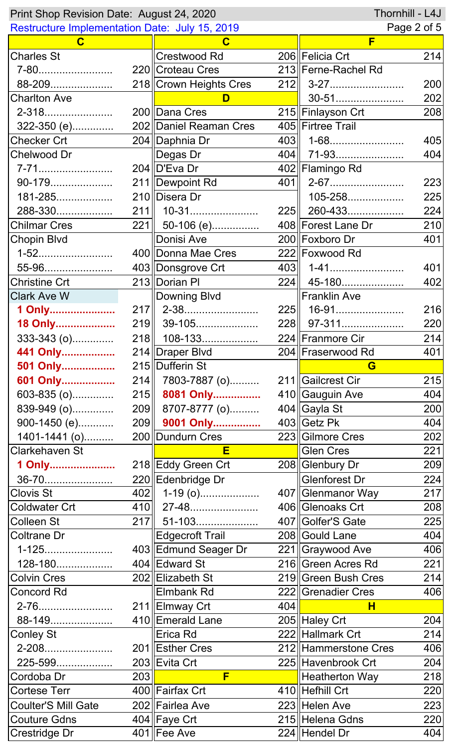Print Shop Revision Date: August 24, 2020 — Thornhill - L4J

Restructure Implementation Date: July 15, 2019

## C

| Street | Route |
|---|---|
| Charles St | |
| 7-80 | 220 |
| 88-209 | 218 |
| Charlton Ave | |
| 2-318 | 200 |
| 322-350 (e) | 202 |
| Checker Crt | 204 |
| Chelwood Dr | |
| 7-71 | 204 |
| 90-179 | 211 |
| 181-285 | 210 |
| 288-330 | 211 |
| Chilmar Cres | 221 |
| Chopin Blvd | |
| 1-52 | 400 |
| 55-96 | 403 |
| Christine Crt | 213 |
| Clark Ave W | |
| **1 Only** | 217 |
| **18 Only** | 219 |
| 333-343 (o) | 218 |
| **441 Only** | 214 |
| **501 Only** | 215 |
| **601 Only** | 214 |
| 603-835 (o) | 215 |
| 839-949 (o) | 209 |
| 900-1450 (e) | 209 |
| 1401-1441 (o) | 200 |
| Clarkehaven St | |
| **1 Only** | 218 |
| 36-70 | 220 |
| Clovis St | 402 |
| Coldwater Crt | 410 |
| Colleen St | 217 |
| Coltrane Dr | |
| 1-125 | 403 |
| 128-180 | 404 |
| Colvin Cres | 202 |
| Concord Rd | |
| 2-76 | 211 |
| 88-149 | 410 |
| Conley St | |
| 2-208 | 201 |
| 225-599 | 203 |
| Cordoba Dr | 203 |
| Cortese Terr | 400 |
| Coulter'S Mill Gate | 202 |
| Couture Gdns | 404 |
| Crestridge Dr | 401 |
| Crestwood Rd | 206 |
| Croteau Cres | 213 |
| Crown Heights Cres | 212 |

## D

| Street | Route |
|---|---|
| Dana Cres | 215 |
| Daniel Reaman Cres | 405 |
| Daphnia Dr | 403 |
| Degas Dr | 404 |
| D'Eva Dr | 402 |
| Dewpoint Rd | 401 |
| Disera Dr | |
| 10-31 | 225 |
| 50-106 (e) | 408 |
| Donisi Ave | 200 |
| Donna Mae Cres | 222 |
| Donsgrove Crt | 403 |
| Dorian Pl | 224 |
| Downing Blvd | |
| 2-38 | 225 |
| 39-105 | 228 |
| 108-133 | 224 |
| Draper Blvd | 204 |
| Dufferin St | |
| 7803-7887 (o) | 211 |
| **8081 Only** | 410 |
| 8707-8777 (o) | 404 |
| **9001 Only** | 403 |
| Dundurn Cres | 223 |

## E

| Street | Route |
|---|---|
| Eddy Green Crt | 208 |
| Edenbridge Dr | |
| 1-19 (o) | 407 |
| 27-48 | 406 |
| 51-103 | 407 |
| Edgecroft Trail | 208 |
| Edmund Seager Dr | 221 |
| Edward St | 216 |
| Elizabeth St | 219 |
| Elmbank Rd | 222 |
| Elmway Crt | 404 |
| Emerald Lane | 205 |
| Erica Rd | 222 |
| Esther Cres | 212 |
| Evita Crt | 225 |

## F

| Street | Route |
|---|---|
| Fairfax Crt | 410 |
| Fairlea Ave | 223 |
| Faye Crt | 215 |
| Fee Ave | 224 |
| Felicia Crt | 214 |
| Ferne-Rachel Rd | |
| 3-27 | 200 |
| 30-51 | 202 |
| Finlayson Crt | 208 |
| Firtree Trail | |
| 1-68 | 405 |
| 71-93 | 404 |
| Flamingo Rd | |
| 2-67 | 223 |
| 105-258 | 225 |
| 260-433 | 224 |
| Forest Lane Dr | 210 |
| Foxboro Dr | 401 |
| Foxwood Rd | |
| 1-41 | 401 |
| 45-180 | 402 |
| Franklin Ave | |
| 16-91 | 216 |
| 97-311 | 220 |
| Franmore Cir | 214 |
| Fraserwood Rd | 401 |

## G

| Street | Route |
|---|---|
| Gailcrest Cir | 215 |
| Gauguin Ave | 404 |
| Gayla St | 200 |
| Getz Pk | 404 |
| Gilmore Cres | 202 |
| Glen Cres | 221 |
| Glenbury Dr | 209 |
| Glenforest Dr | 224 |
| Glenmanor Way | 217 |
| Glenoaks Crt | 208 |
| Golfer'S Gate | 225 |
| Gould Lane | 404 |
| Graywood Ave | 406 |
| Green Acres Rd | 221 |
| Green Bush Cres | 214 |
| Grenadier Cres | 406 |

## H

| Street | Route |
|---|---|
| Haley Crt | 204 |
| Hallmark Crt | 214 |
| Hammerstone Cres | 406 |
| Havenbrook Crt | 204 |
| Heatherton Way | 218 |
| Hefhill Crt | 220 |
| Helen Ave | 223 |
| Helena Gdns | 220 |
| Hendel Dr | 404 |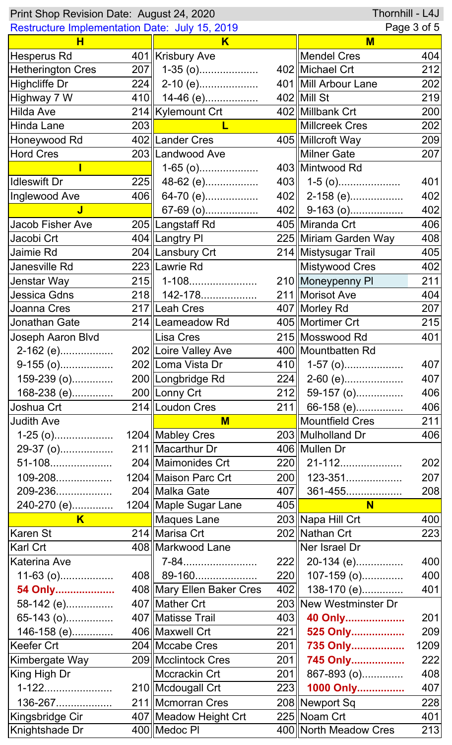Print Shop Revision Date: August 24, 2020 | Thornhill - L4J

Restructure Implementation Date: July 15, 2019

| Street | Route |
|---|---|
| **H** | |
| Hesperus Rd | 401 |
| Hetherington Cres | 207 |
| Highcliffe Dr | 224 |
| Highway 7 W | 410 |
| Hilda Ave | 214 |
| Hinda Lane | 203 |
| Honeywood Rd | 402 |
| Hord Cres | 203 |
| **I** | |
| Idleswift Dr | 225 |
| Inglewood Ave | 406 |
| **J** | |
| Jacob Fisher Ave | 205 |
| Jacobi Crt | 404 |
| Jaimie Rd | 204 |
| Janesville Rd | 223 |
| Jenstar Way | 215 |
| Jessica Gdns | 218 |
| Joanna Cres | 217 |
| Jonathan Gate | 214 |
| Joseph Aaron Blvd | |
| 2-162 (e).................. | 202 |
| 9-155 (o).................. | 202 |
| 159-239 (o).............. | 200 |
| 168-238 (e).............. | 200 |
| Joshua Crt | 214 |
| Judith Ave | |
| 1-25 (o).................... | 1204 |
| 29-37 (o).................. | 211 |
| 51-108..................... | 204 |
| 109-208................... | 1204 |
| 209-236................... | 204 |
| 240-270 (e).............. | 1204 |
| **K** | |
| Karen St | 214 |
| Karl Crt | 408 |
| Katerina Ave | |
| 11-63 (o).................. | 408 |
| **54 Only....................** | 408 |
| 58-142 (e)................ | 407 |
| 65-143 (o)................ | 407 |
| 146-158 (e).............. | 406 |
| Keefer Crt | 204 |
| Kimbergate Way | 209 |
| King High Dr | |
| 1-122....................... | 210 |
| 136-267................... | 211 |
| Kingsbridge Cir | 407 |
| Knightshade Dr | 400 |
| **K** | |
| Krisbury Ave | |
| 1-35 (o).................... | 402 |
| 2-10 (e).................... | 401 |
| 14-46 (e).................. | 402 |
| Kylemount Crt | 402 |
| **L** | |
| Lander Cres | 405 |
| Landwood Ave | |
| 1-65 (o).................... | 403 |
| 48-62 (e).................. | 403 |
| 64-70 (e).................. | 402 |
| 67-69 (o).................. | 402 |
| Langstaff Rd | 405 |
| Langtry Pl | 225 |
| Lansbury Crt | 214 |
| Lawrie Rd | |
| 1-108....................... | 210 |
| 142-178................... | 211 |
| Leah Cres | 407 |
| Leameadow Rd | 405 |
| Lisa Cres | 215 |
| Loire Valley Ave | 400 |
| Loma Vista Dr | 410 |
| Longbridge Rd | 224 |
| Lonny Crt | 212 |
| Loudon Cres | 211 |
| **M** | |
| Mabley Cres | 203 |
| Macarthur Dr | 406 |
| Maimonides Crt | 220 |
| Maison Parc Crt | 200 |
| Malka Gate | 407 |
| Maple Sugar Lane | 405 |
| Maques Lane | 203 |
| Marisa Crt | 202 |
| Markwood Lane | |
| 7-84......................... | 222 |
| 89-160..................... | 220 |
| Mary Ellen Baker Cres | 402 |
| Mather Crt | 203 |
| Matisse Trail | 403 |
| Maxwell Crt | 221 |
| Mccabe Cres | 201 |
| Mcclintock Cres | 201 |
| Mccrackin Crt | 201 |
| Mcdougall Crt | 223 |
| Mcmorran Cres | 208 |
| Meadow Height Crt | 225 |
| Medoc Pl | 400 |
| **M** | |
| Mendel Cres | 404 |
| Michael Crt | 212 |
| Mill Arbour Lane | 202 |
| Mill St | 219 |
| Millbank Crt | 200 |
| Millcreek Cres | 202 |
| Millcroft Way | 209 |
| Milner Gate | 207 |
| Mintwood Rd | |
| 1-5 (o)..................... | 401 |
| 2-158 (e).................. | 402 |
| 9-163 (o).................. | 402 |
| Miranda Crt | 406 |
| Miriam Garden Way | 408 |
| Mistysugar Trail | 405 |
| Mistywood Cres | 402 |
| Moneypenny Pl | 211 |
| Morisot Ave | 404 |
| Morley Rd | 207 |
| Mortimer Crt | 215 |
| Mosswood Rd | 401 |
| Mountbatten Rd | |
| 1-57 (o).................... | 407 |
| 2-60 (e).................... | 407 |
| 59-157 (o)................ | 406 |
| 66-158 (e)................ | 406 |
| Mountfield Cres | 211 |
| Mulholland Dr | 406 |
| Mullen Dr | |
| 21-112..................... | 202 |
| 123-351................... | 207 |
| 361-455................... | 208 |
| **N** | |
| Napa Hill Crt | 400 |
| Nathan Crt | 223 |
| Ner Israel Dr | |
| 20-134 (e)................ | 400 |
| 107-159 (o).............. | 400 |
| 138-170 (e).............. | 401 |
| New Westminster Dr | |
| **40 Only....................** | 201 |
| **525 Only..................** | 209 |
| **735 Only..................** | 1209 |
| **745 Only..................** | 222 |
| 867-893 (o).............. | 408 |
| **1000 Only................** | 407 |
| Newport Sq | 228 |
| Noam Crt | 401 |
| North Meadow Cres | 213 |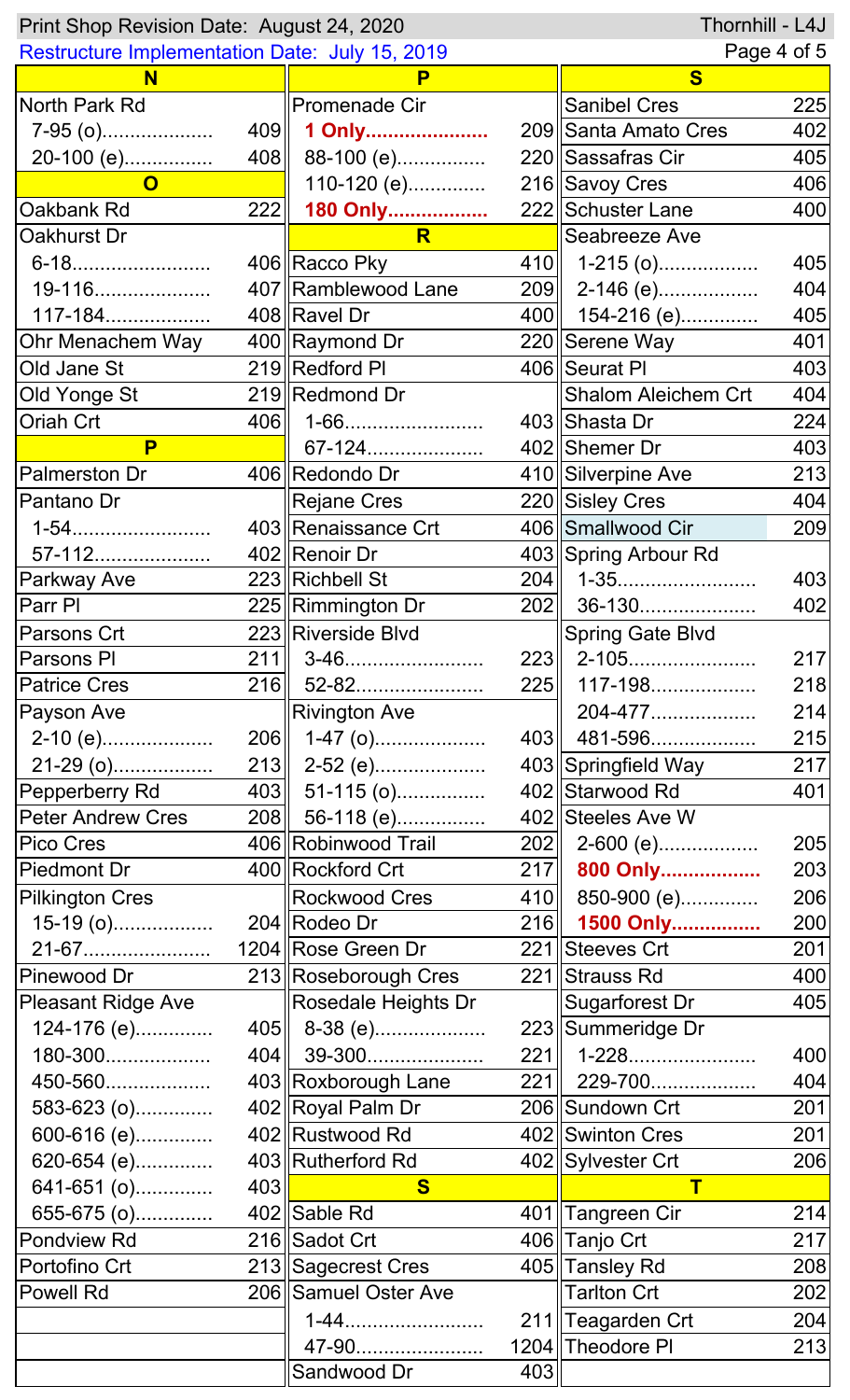Print Shop Revision Date: August 24, 2020

Thornhill - L4J

Restructure Implementation Date: July 15, 2019

| N | |
|---|---|
| North Park Rd | |
| 7-95 (o) | 409 |
| 20-100 (e) | 408 |
| **O** | |
| Oakbank Rd | 222 |
| Oakhurst Dr | |
| 6-18 | 406 |
| 19-116 | 407 |
| 117-184 | 408 |
| Ohr Menachem Way | 400 |
| Old Jane St | 219 |
| Old Yonge St | 219 |
| Oriah Crt | 406 |
| **P** | |
| Palmerston Dr | 406 |
| Pantano Dr | |
| 1-54 | 403 |
| 57-112 | 402 |
| Parkway Ave | 223 |
| Parr Pl | 225 |
| Parsons Crt | 223 |
| Parsons Pl | 211 |
| Patrice Cres | 216 |
| Payson Ave | |
| 2-10 (e) | 206 |
| 21-29 (o) | 213 |
| Pepperberry Rd | 403 |
| Peter Andrew Cres | 208 |
| Pico Cres | 406 |
| Piedmont Dr | 400 |
| Pilkington Cres | |
| 15-19 (o) | 204 |
| 21-67 | 1204 |
| Pinewood Dr | 213 |
| Pleasant Ridge Ave | |
| 124-176 (e) | 405 |
| 180-300 | 404 |
| 450-560 | 403 |
| 583-623 (o) | 402 |
| 600-616 (e) | 402 |
| 620-654 (e) | 403 |
| 641-651 (o) | 403 |
| 655-675 (o) | 402 |
| Pondview Rd | 216 |
| Portofino Crt | 213 |
| Powell Rd | 206 |

| P | |
|---|---|
| Promenade Cir | |
| **1 Only** | 209 |
| 88-100 (e) | 220 |
| 110-120 (e) | 216 |
| **180 Only** | 222 |
| **R** | |
| Racco Pky | 410 |
| Ramblewood Lane | 209 |
| Ravel Dr | 400 |
| Raymond Dr | 220 |
| Redford Pl | 406 |
| Redmond Dr | |
| 1-66 | 403 |
| 67-124 | 402 |
| Redondo Dr | 410 |
| Rejane Cres | 220 |
| Renaissance Crt | 406 |
| Renoir Dr | 403 |
| Richbell St | 204 |
| Rimmington Dr | 202 |
| Riverside Blvd | |
| 3-46 | 223 |
| 52-82 | 225 |
| Rivington Ave | |
| 1-47 (o) | 403 |
| 2-52 (e) | 403 |
| 51-115 (o) | 402 |
| 56-118 (e) | 402 |
| Robinwood Trail | 202 |
| Rockford Crt | 217 |
| Rockwood Cres | 410 |
| Rodeo Dr | 216 |
| Rose Green Dr | 221 |
| Roseborough Cres | 221 |
| Rosedale Heights Dr | |
| 8-38 (e) | 223 |
| 39-300 | 221 |
| Roxborough Lane | 221 |
| Royal Palm Dr | 206 |
| Rustwood Rd | 402 |
| Rutherford Rd | 402 |
| **S** | |
| Sable Rd | 401 |
| Sadot Crt | 406 |
| Sagecrest Cres | 405 |
| Samuel Oster Ave | |
| 1-44 | 211 |
| 47-90 | 1204 |
| Sandwood Dr | 403 |

| S | |
|---|---|
| Sanibel Cres | 225 |
| Santa Amato Cres | 402 |
| Sassafras Cir | 405 |
| Savoy Cres | 406 |
| Schuster Lane | 400 |
| Seabreeze Ave | |
| 1-215 (o) | 405 |
| 2-146 (e) | 404 |
| 154-216 (e) | 405 |
| Serene Way | 401 |
| Seurat Pl | 403 |
| Shalom Aleichem Crt | 404 |
| Shasta Dr | 224 |
| Shemer Dr | 403 |
| Silverpine Ave | 213 |
| Sisley Cres | 404 |
| Smallwood Cir | 209 |
| Spring Arbour Rd | |
| 1-35 | 403 |
| 36-130 | 402 |
| Spring Gate Blvd | |
| 2-105 | 217 |
| 117-198 | 218 |
| 204-477 | 214 |
| 481-596 | 215 |
| Springfield Way | 217 |
| Starwood Rd | 401 |
| Steeles Ave W | |
| 2-600 (e) | 205 |
| **800 Only** | 203 |
| 850-900 (e) | 206 |
| **1500 Only** | 200 |
| Steeves Crt | 201 |
| Strauss Rd | 400 |
| Sugarforest Dr | 405 |
| Summeridge Dr | |
| 1-228 | 400 |
| 229-700 | 404 |
| Sundown Crt | 201 |
| Swinton Cres | 201 |
| Sylvester Crt | 206 |
| **T** | |
| Tangreen Cir | 214 |
| Tanjo Crt | 217 |
| Tansley Rd | 208 |
| Tarlton Crt | 202 |
| Teagarden Crt | 204 |
| Theodore Pl | 213 |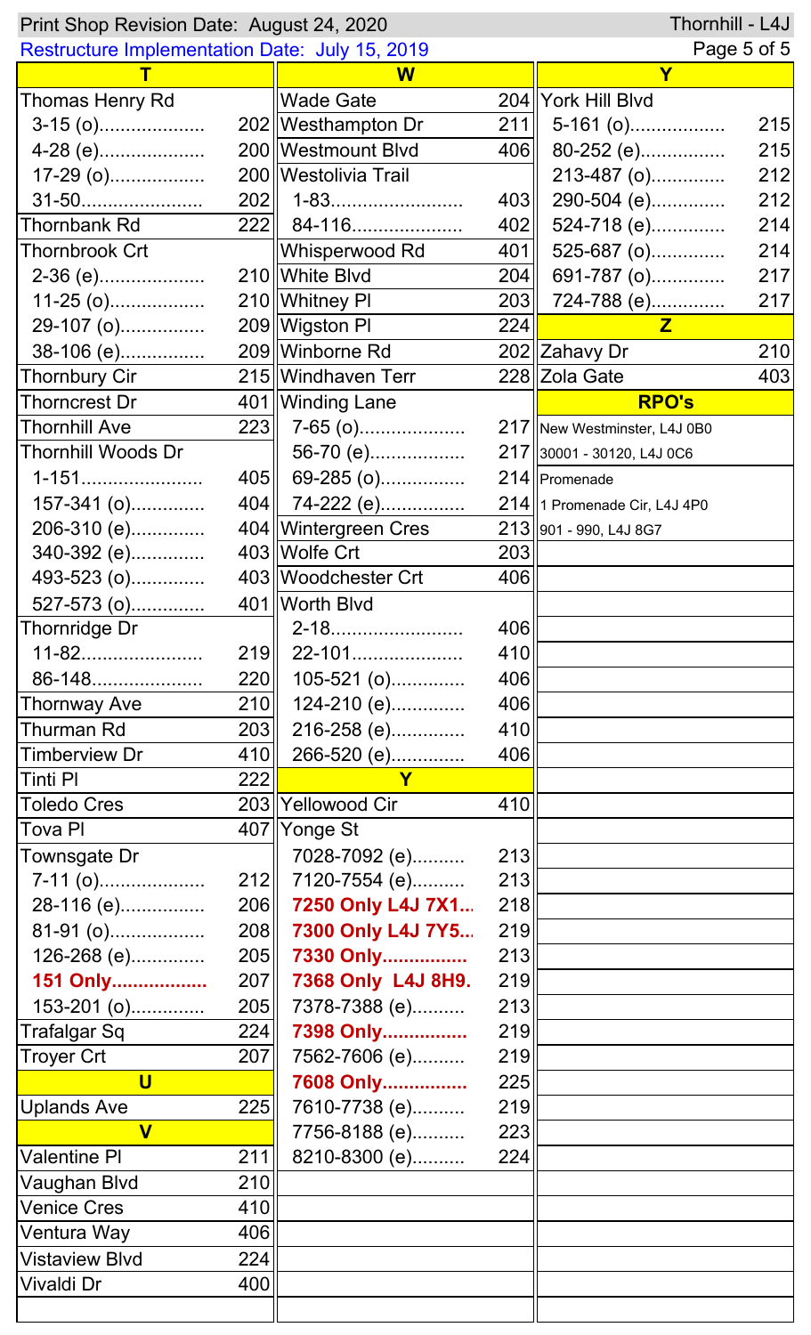Print Shop Revision Date: August 24, 2020

Restructure Implementation Date: July 15, 2019

Thornhill - L4J

| T | | W | | Y | |
|---|---|---|---|---|---|
| Thomas Henry Rd | | Wade Gate | 204 | York Hill Blvd | |
| 3-15 (o).................... | 202 | Westhampton Dr | 211 | 5-161 (o).................. | 215 |
| 4-28 (e).................... | 200 | Westmount Blvd | 406 | 80-252 (e)................ | 215 |
| 17-29 (o).................. | 200 | Westolivia Trail | | 213-487 (o)............. | 212 |
| 31-50....................... | 202 | 1-83......................... | 403 | 290-504 (e)............. | 212 |
| Thornbank Rd | 222 | 84-116..................... | 402 | 524-718 (e)............. | 214 |
| Thornbrook Crt | | Whisperwood Rd | 401 | 525-687 (o)............. | 214 |
| 2-36 (e).................... | 210 | White Blvd | 204 | 691-787 (o)............. | 217 |
| 11-25 (o).................. | 210 | Whitney Pl | 203 | 724-788 (e)............. | 217 |
| 29-107 (o)................ | 209 | Wigston Pl | 224 | **Z** | |
| 38-106 (e)................ | 209 | Winborne Rd | 202 | Zahavy Dr | 210 |
| Thornbury Cir | 215 | Windhaven Terr | 228 | Zola Gate | 403 |
| Thorncrest Dr | 401 | Winding Lane | | **RPO's** | |
| Thornhill Ave | 223 | 7-65 (o).................... | 217 | New Westminster, L4J 0B0 | |
| Thornhill Woods Dr | | 56-70 (e).................. | 217 | 30001 - 30120, L4J 0C6 | |
| 1-151....................... | 405 | 69-285 (o)................ | 214 | Promenade | |
| 157-341 (o)............. | 404 | 74-222 (e)................ | 214 | 1 Promenade Cir, L4J 4P0 | |
| 206-310 (e)............. | 404 | Wintergreen Cres | 213 | 901 - 990, L4J 8G7 | |
| 340-392 (e)............. | 403 | Wolfe Crt | 203 | | |
| 493-523 (o)............. | 403 | Woodchester Crt | 406 | | |
| 527-573 (o)............. | 401 | Worth Blvd | | | |
| Thornridge Dr | | 2-18......................... | 406 | | |
| 11-82....................... | 219 | 22-101..................... | 410 | | |
| 86-148..................... | 220 | 105-521 (o)............. | 406 | | |
| Thornway Ave | 210 | 124-210 (e)............. | 406 | | |
| Thurman Rd | 203 | 216-258 (e)............. | 410 | | |
| Timberview Dr | 410 | 266-520 (e)............. | 406 | | |
| Tinti Pl | 222 | **Y** | | | |
| Toledo Cres | 203 | Yellowood Cir | 410 | | |
| Tova Pl | 407 | Yonge St | | | |
| Townsgate Dr | | 7028-7092 (e).......... | 213 | | |
| 7-11 (o).................... | 212 | 7120-7554 (e).......... | 213 | | |
| 28-116 (e)................ | 206 | **7250 Only L4J 7X1...** | 218 | | |
| 81-91 (o).................. | 208 | **7300 Only L4J 7Y5...** | 219 | | |
| 126-268 (e)............. | 205 | **7330 Only................** | 213 | | |
| **151 Only..................** | 207 | **7368 Only L4J 8H9.** | 219 | | |
| 153-201 (o)............. | 205 | 7378-7388 (e).......... | 213 | | |
| Trafalgar Sq | 224 | **7398 Only................** | 219 | | |
| Troyer Crt | 207 | 7562-7606 (e).......... | 219 | | |
| **U** | | **7608 Only................** | 225 | | |
| Uplands Ave | 225 | 7610-7738 (e).......... | 219 | | |
| **V** | | 7756-8188 (e).......... | 223 | | |
| Valentine Pl | 211 | 8210-8300 (e).......... | 224 | | |
| Vaughan Blvd | 210 | | | | |
| Venice Cres | 410 | | | | |
| Ventura Way | 406 | | | | |
| Vistaview Blvd | 224 | | | | |
| Vivaldi Dr | 400 | | | | |